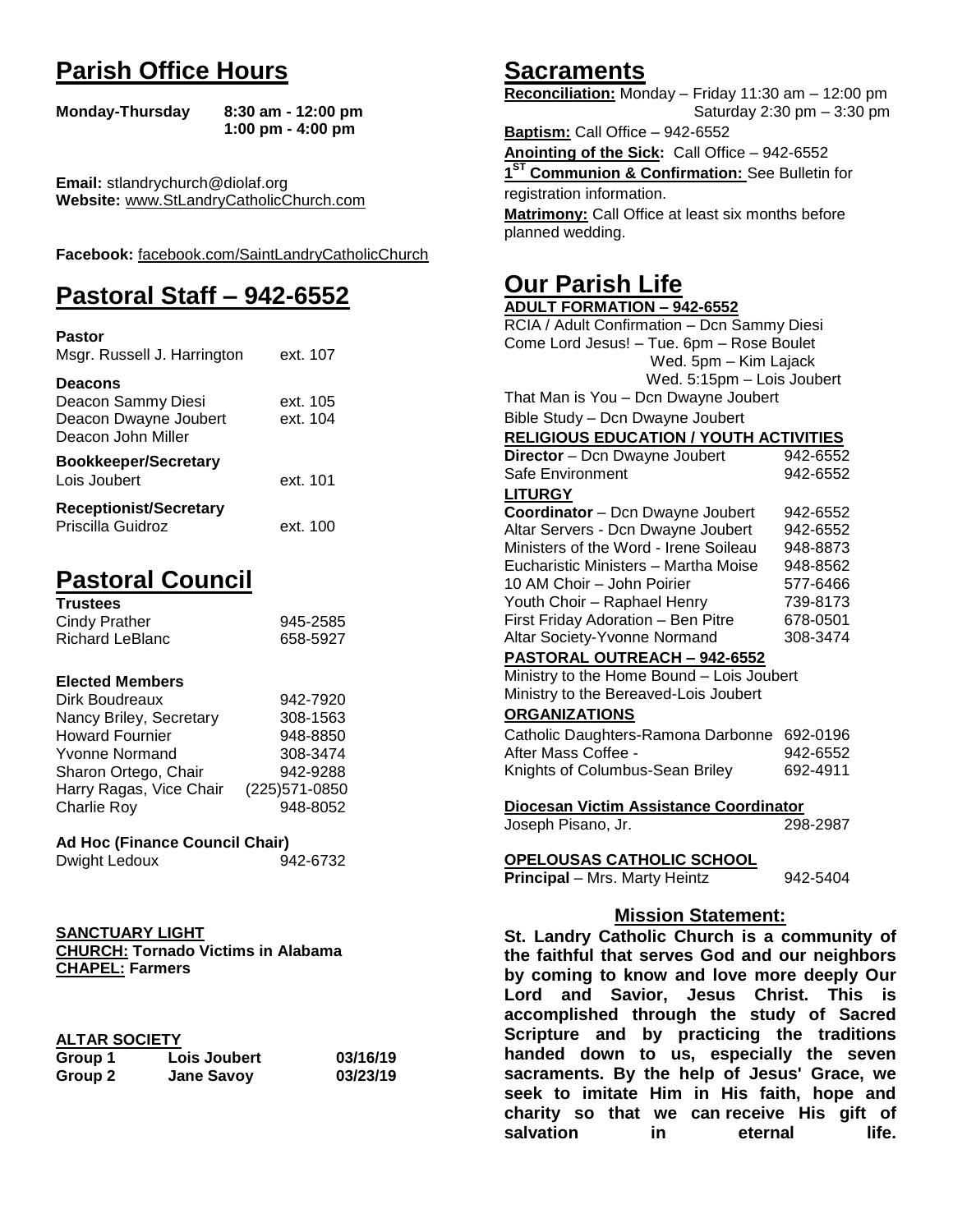# Parish Office Hours

**Monday-Thursday** **8:30 am - 12:00 pm**
**1:00 pm - 4:00 pm**

**Email:** stlandrychurch@diolaf.org
**Website:** www.StLandryCatholicChurch.com

**Facebook:** facebook.com/SaintLandryCatholicChurch

# Pastoral Staff – 942-6552

| | |
|---|---|
| **Pastor** | |
| Msgr. Russell J. Harrington | ext. 107 |
| **Deacons** | |
| Deacon Sammy Diesi | ext. 105 |
| Deacon Dwayne Joubert | ext. 104 |
| Deacon John Miller | |
| **Bookkeeper/Secretary** | |
| Lois Joubert | ext. 101 |
| **Receptionist/Secretary** | |
| Priscilla Guidroz | ext. 100 |

# Pastoral Council

| | |
|---|---|
| **Trustees** | |
| Cindy Prather | 945-2585 |
| Richard LeBlanc | 658-5927 |

**Elected Members**

| | |
|---|---|
| Dirk Boudreaux | 942-7920 |
| Nancy Briley, Secretary | 308-1563 |
| Howard Fournier | 948-8850 |
| Yvonne Normand | 308-3474 |
| Sharon Ortego, Chair | 942-9288 |
| Harry Ragas, Vice Chair | (225)571-0850 |
| Charlie Roy | 948-8052 |

**Ad Hoc (Finance Council Chair)**
Dwight Ledoux 942-6732

**SANCTUARY LIGHT**
**CHURCH: Tornado Victims in Alabama**
**CHAPEL: Farmers**

**ALTAR SOCIETY**

| | | |
|---|---|---|
| **Group 1** | **Lois Joubert** | **03/16/19** |
| **Group 2** | **Jane Savoy** | **03/23/19** |

# Sacraments

**Reconciliation:** Monday – Friday 11:30 am – 12:00 pm
Saturday 2:30 pm – 3:30 pm

**Baptism:** Call Office – 942-6552

**Anointing of the Sick:** Call Office – 942-6552

**1ST Communion & Confirmation:** See Bulletin for registration information.

**Matrimony:** Call Office at least six months before planned wedding.

# Our Parish Life

**ADULT FORMATION – 942-6552**

RCIA / Adult Confirmation – Dcn Sammy Diesi
Come Lord Jesus! – Tue. 6pm – Rose Boulet
Wed. 5pm – Kim Lajack
Wed. 5:15pm – Lois Joubert
That Man is You – Dcn Dwayne Joubert
Bible Study – Dcn Dwayne Joubert

**RELIGIOUS EDUCATION / YOUTH ACTIVITIES**

| | |
|---|---|
| **Director** – Dcn Dwayne Joubert | 942-6552 |
| Safe Environment | 942-6552 |

**LITURGY**

| | |
|---|---|
| **Coordinator** – Dcn Dwayne Joubert | 942-6552 |
| Altar Servers - Dcn Dwayne Joubert | 942-6552 |
| Ministers of the Word - Irene Soileau | 948-8873 |
| Eucharistic Ministers – Martha Moise | 948-8562 |
| 10 AM Choir – John Poirier | 577-6466 |
| Youth Choir – Raphael Henry | 739-8173 |
| First Friday Adoration – Ben Pitre | 678-0501 |
| Altar Society-Yvonne Normand | 308-3474 |

**PASTORAL OUTREACH – 942-6552**

Ministry to the Home Bound – Lois Joubert
Ministry to the Bereaved-Lois Joubert

**ORGANIZATIONS**

| | |
|---|---|
| Catholic Daughters-Ramona Darbonne | 692-0196 |
| After Mass Coffee - | 942-6552 |
| Knights of Columbus-Sean Briley | 692-4911 |

**Diocesan Victim Assistance Coordinator**
Joseph Pisano, Jr. 298-2987

**OPELOUSAS CATHOLIC SCHOOL**
**Principal** – Mrs. Marty Heintz 942-5404

## Mission Statement:

**St. Landry Catholic Church is a community of the faithful that serves God and our neighbors by coming to know and love more deeply Our Lord and Savior, Jesus Christ. This is accomplished through the study of Sacred Scripture and by practicing the traditions handed down to us, especially the seven sacraments. By the help of Jesus' Grace, we seek to imitate Him in His faith, hope and charity so that we can receive His gift of salvation in eternal life.**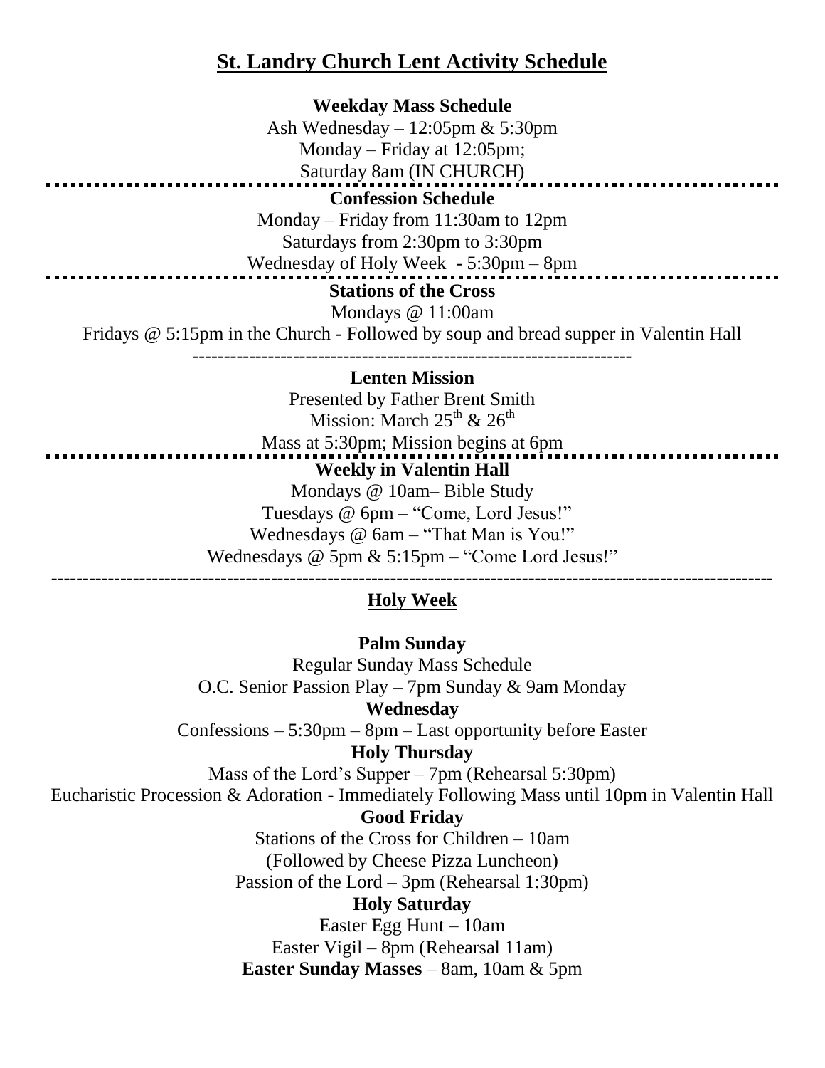# St. Landry Church Lent Activity Schedule

**Weekday Mass Schedule**

Ash Wednesday – 12:05pm & 5:30pm

Monday – Friday at 12:05pm;

Saturday 8am (IN CHURCH)

---

**Confession Schedule**

Monday – Friday from 11:30am to 12pm

Saturdays from 2:30pm to 3:30pm

Wednesday of Holy Week - 5:30pm – 8pm

---

**Stations of the Cross**

Mondays @ 11:00am

Fridays @ 5:15pm in the Church - Followed by soup and bread supper in Valentin Hall

---

**Lenten Mission**

Presented by Father Brent Smith

Mission: March 25th & 26th

Mass at 5:30pm; Mission begins at 6pm

---

**Weekly in Valentin Hall**

Mondays @ 10am– Bible Study

Tuesdays @ 6pm – "Come, Lord Jesus!"

Wednesdays @ 6am – "That Man is You!"

Wednesdays @ 5pm & 5:15pm – "Come Lord Jesus!"

---

## Holy Week

**Palm Sunday**

Regular Sunday Mass Schedule

O.C. Senior Passion Play – 7pm Sunday & 9am Monday

**Wednesday**

Confessions – 5:30pm – 8pm – Last opportunity before Easter

**Holy Thursday**

Mass of the Lord's Supper – 7pm (Rehearsal 5:30pm)

Eucharistic Procession & Adoration - Immediately Following Mass until 10pm in Valentin Hall

**Good Friday**

Stations of the Cross for Children – 10am

(Followed by Cheese Pizza Luncheon)

Passion of the Lord – 3pm (Rehearsal 1:30pm)

**Holy Saturday**

Easter Egg Hunt – 10am

Easter Vigil – 8pm (Rehearsal 11am)

**Easter Sunday Masses** – 8am, 10am & 5pm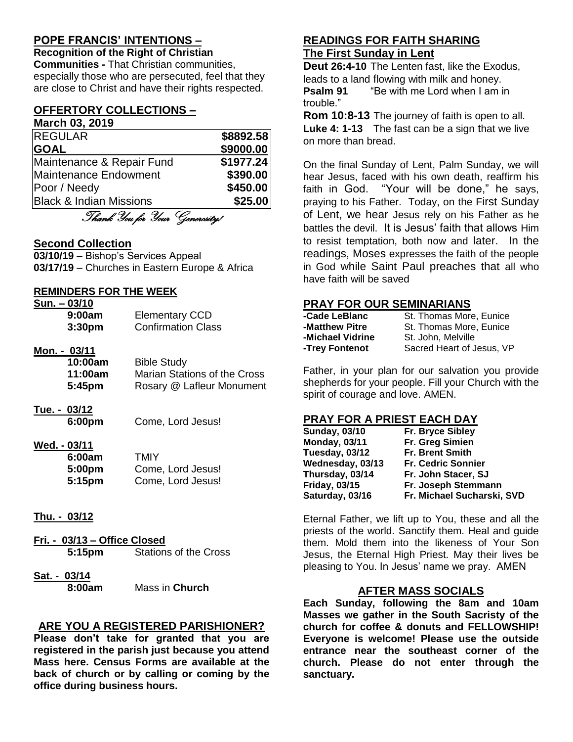## POPE FRANCIS' INTENTIONS –

**Recognition of the Right of Christian Communities -** That Christian communities, especially those who are persecuted, feel that they are close to Christ and have their rights respected.

## OFFERTORY COLLECTIONS –

**March 03, 2019**

| | |
|---|---|
| REGULAR | **$8892.58** |
| **GOAL** | **$9000.00** |
| Maintenance & Repair Fund | **$1977.24** |
| Maintenance Endowment | **$390.00** |
| Poor / Needy | **$450.00** |
| Black & Indian Missions | **$25.00** |

*Thank You for Your Generosity!*

## Second Collection

**03/10/19 –** Bishop's Services Appeal
**03/17/19** – Churches in Eastern Europe & Africa

## REMINDERS FOR THE WEEK

**Sun. – 03/10**
**9:00am** Elementary CCD
**3:30pm** Confirmation Class

**Mon. - 03/11**
**10:00am** Bible Study
**11:00am** Marian Stations of the Cross
**5:45pm** Rosary @ Lafleur Monument

**Tue. - 03/12**
**6:00pm** Come, Lord Jesus!

**Wed. - 03/11**
**6:00am** TMIY
**5:00pm** Come, Lord Jesus!
**5:15pm** Come, Lord Jesus!

**Thu. - 03/12**

**Fri. - 03/13 – Office Closed**
**5:15pm** Stations of the Cross

**Sat. - 03/14**
**8:00am** Mass in **Church**

## ARE YOU A REGISTERED PARISHIONER?

**Please don't take for granted that you are registered in the parish just because you attend Mass here. Census Forms are available at the back of church or by calling or coming by the office during business hours.**

## READINGS FOR FAITH SHARING

## The First Sunday in Lent

**Deut 26:4-10** The Lenten fast, like the Exodus, leads to a land flowing with milk and honey.
**Psalm 91** "Be with me Lord when I am in trouble."
**Rom 10:8-13** The journey of faith is open to all.
**Luke 4: 1-13** The fast can be a sign that we live on more than bread.

On the final Sunday of Lent, Palm Sunday, we will hear Jesus, faced with his own death, reaffirm his faith in God. "Your will be done," he says, praying to his Father. Today, on the First Sunday of Lent, we hear Jesus rely on his Father as he battles the devil. It is Jesus' faith that allows Him to resist temptation, both now and later. In the readings, Moses expresses the faith of the people in God while Saint Paul preaches that all who have faith will be saved

## PRAY FOR OUR SEMINARIANS

**-Cade LeBlanc** St. Thomas More, Eunice
**-Matthew Pitre** St. Thomas More, Eunice
**-Michael Vidrine** St. John, Melville
**-Trey Fontenot** Sacred Heart of Jesus, VP

Father, in your plan for our salvation you provide shepherds for your people. Fill your Church with the spirit of courage and love. AMEN.

## PRAY FOR A PRIEST EACH DAY

**Sunday, 03/10** **Fr. Bryce Sibley**
**Monday, 03/11** **Fr. Greg Simien**
**Tuesday, 03/12** **Fr. Brent Smith**
**Wednesday, 03/13** **Fr. Cedric Sonnier**
**Thursday, 03/14** **Fr. John Stacer, SJ**
**Friday, 03/15** **Fr. Joseph Stemmann**
**Saturday, 03/16** **Fr. Michael Sucharski, SVD**

Eternal Father, we lift up to You, these and all the priests of the world. Sanctify them. Heal and guide them. Mold them into the likeness of Your Son Jesus, the Eternal High Priest. May their lives be pleasing to You. In Jesus' name we pray. AMEN

## AFTER MASS SOCIALS

**Each Sunday, following the 8am and 10am Masses we gather in the South Sacristy of the church for coffee & donuts and FELLOWSHIP! Everyone is welcome! Please use the outside entrance near the southeast corner of the church. Please do not enter through the sanctuary.**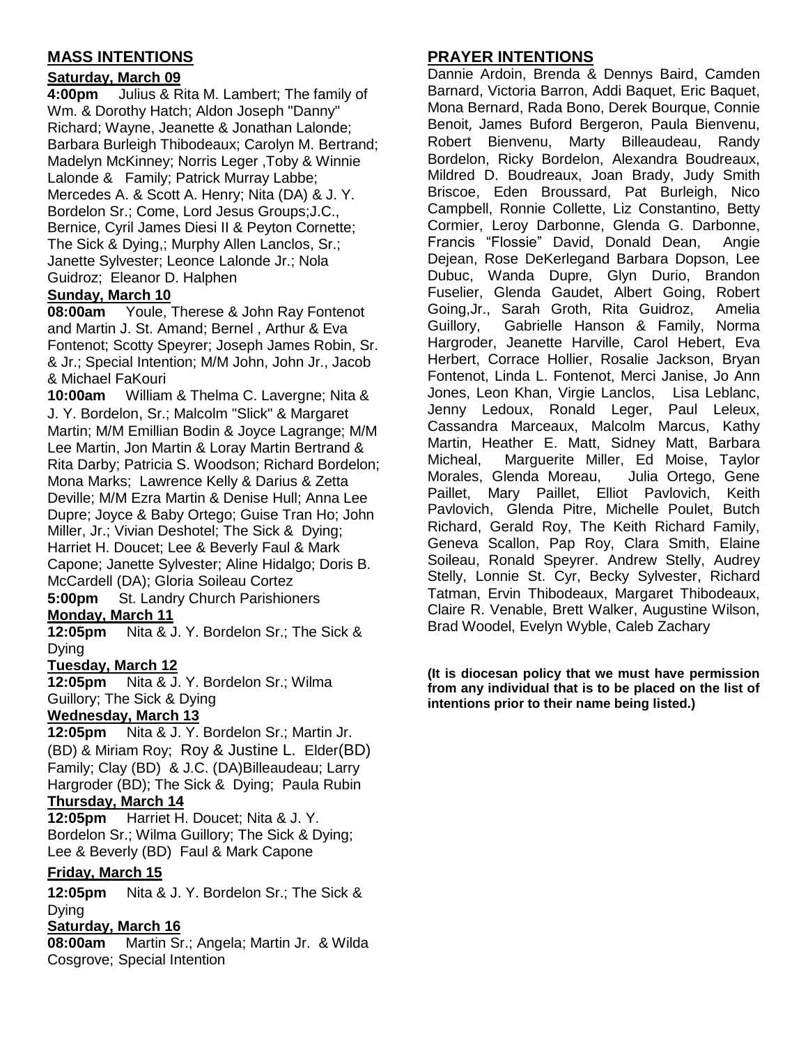## MASS INTENTIONS

**Saturday, March 09**

**4:00pm** Julius & Rita M. Lambert; The family of Wm. & Dorothy Hatch; Aldon Joseph "Danny" Richard; Wayne, Jeanette & Jonathan Lalonde; Barbara Burleigh Thibodeaux; Carolyn M. Bertrand; Madelyn McKinney; Norris Leger ,Toby & Winnie Lalonde & Family; Patrick Murray Labbe; Mercedes A. & Scott A. Henry; Nita (DA) & J. Y. Bordelon Sr.; Come, Lord Jesus Groups;J.C., Bernice, Cyril James Diesi II & Peyton Cornette; The Sick & Dying,; Murphy Allen Lanclos, Sr.; Janette Sylvester; Leonce Lalonde Jr.; Nola Guidroz; Eleanor D. Halphen

**Sunday, March 10**

**08:00am** Youle, Therese & John Ray Fontenot and Martin J. St. Amand; Bernel , Arthur & Eva Fontenot; Scotty Speyrer; Joseph James Robin, Sr. & Jr.; Special Intention; M/M John, John Jr., Jacob & Michael FaKouri

**10:00am** William & Thelma C. Lavergne; Nita & J. Y. Bordelon, Sr.; Malcolm "Slick" & Margaret Martin; M/M Emillian Bodin & Joyce Lagrange; M/M Lee Martin, Jon Martin & Loray Martin Bertrand & Rita Darby; Patricia S. Woodson; Richard Bordelon; Mona Marks; Lawrence Kelly & Darius & Zetta Deville; M/M Ezra Martin & Denise Hull; Anna Lee Dupre; Joyce & Baby Ortego; Guise Tran Ho; John Miller, Jr.; Vivian Deshotel; The Sick & Dying; Harriet H. Doucet; Lee & Beverly Faul & Mark Capone; Janette Sylvester; Aline Hidalgo; Doris B. McCardell (DA); Gloria Soileau Cortez

**5:00pm** St. Landry Church Parishioners

**Monday, March 11**

**12:05pm** Nita & J. Y. Bordelon Sr.; The Sick & Dying

**Tuesday, March 12**

**12:05pm** Nita & J. Y. Bordelon Sr.; Wilma Guillory; The Sick & Dying

**Wednesday, March 13**

**12:05pm** Nita & J. Y. Bordelon Sr.; Martin Jr. (BD) & Miriam Roy; Roy & Justine L. Elder(BD) Family; Clay (BD) & J.C. (DA)Billeaudeau; Larry Hargroder (BD); The Sick & Dying; Paula Rubin

**Thursday, March 14**

**12:05pm** Harriet H. Doucet; Nita & J. Y. Bordelon Sr.; Wilma Guillory; The Sick & Dying; Lee & Beverly (BD) Faul & Mark Capone

**Friday, March 15**

**12:05pm** Nita & J. Y. Bordelon Sr.; The Sick & Dying

**Saturday, March 16**

**08:00am** Martin Sr.; Angela; Martin Jr. & Wilda Cosgrove; Special Intention

## PRAYER INTENTIONS

Dannie Ardoin, Brenda & Dennys Baird, Camden Barnard, Victoria Barron, Addi Baquet, Eric Baquet, Mona Bernard, Rada Bono, Derek Bourque, Connie Benoit, James Buford Bergeron, Paula Bienvenu, Robert Bienvenu, Marty Billeaudeau, Randy Bordelon, Ricky Bordelon, Alexandra Boudreaux, Mildred D. Boudreaux, Joan Brady, Judy Smith Briscoe, Eden Broussard, Pat Burleigh, Nico Campbell, Ronnie Collette, Liz Constantino, Betty Cormier, Leroy Darbonne, Glenda G. Darbonne, Francis "Flossie" David, Donald Dean, Angie Dejean, Rose DeKerlegand Barbara Dopson, Lee Dubuc, Wanda Dupre, Glyn Durio, Brandon Fuselier, Glenda Gaudet, Albert Going, Robert Going,Jr., Sarah Groth, Rita Guidroz, Amelia Guillory, Gabrielle Hanson & Family, Norma Hargroder, Jeanette Harville, Carol Hebert, Eva Herbert, Corrace Hollier, Rosalie Jackson, Bryan Fontenot, Linda L. Fontenot, Merci Janise, Jo Ann Jones, Leon Khan, Virgie Lanclos, Lisa Leblanc, Jenny Ledoux, Ronald Leger, Paul Leleux, Cassandra Marceaux, Malcolm Marcus, Kathy Martin, Heather E. Matt, Sidney Matt, Barbara Micheal, Marguerite Miller, Ed Moise, Taylor Morales, Glenda Moreau, Julia Ortego, Gene Paillet, Mary Paillet, Elliot Pavlovich, Keith Pavlovich, Glenda Pitre, Michelle Poulet, Butch Richard, Gerald Roy, The Keith Richard Family, Geneva Scallon, Pap Roy, Clara Smith, Elaine Soileau, Ronald Speyrer. Andrew Stelly, Audrey Stelly, Lonnie St. Cyr, Becky Sylvester, Richard Tatman, Ervin Thibodeaux, Margaret Thibodeaux, Claire R. Venable, Brett Walker, Augustine Wilson, Brad Woodel, Evelyn Wyble, Caleb Zachary

**(It is diocesan policy that we must have permission from any individual that is to be placed on the list of intentions prior to their name being listed.)**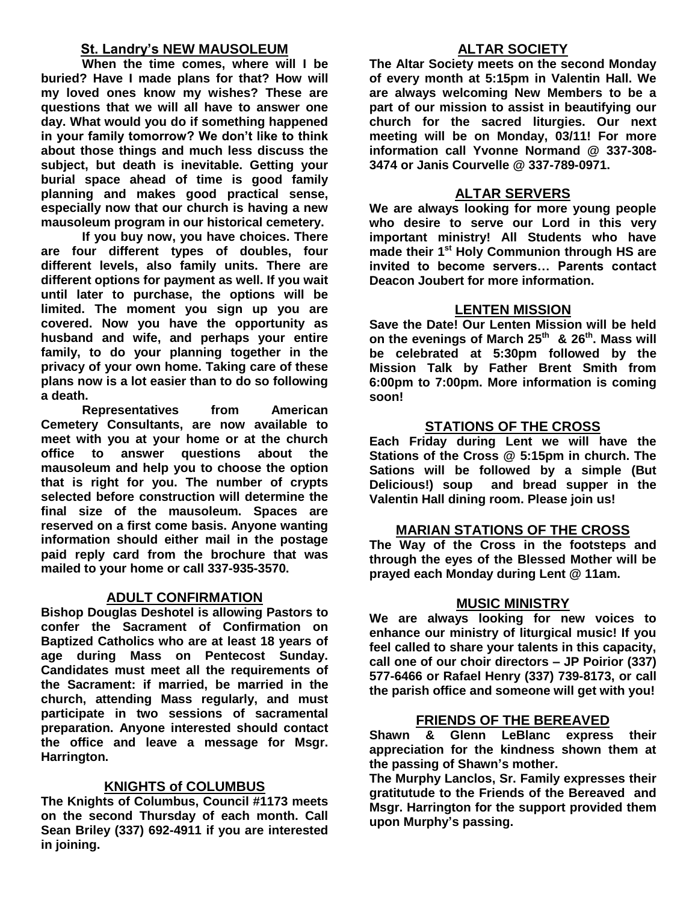## St. Landry's NEW MAUSOLEUM

**When the time comes, where will I be buried? Have I made plans for that? How will my loved ones know my wishes? These are questions that we will all have to answer one day. What would you do if something happened in your family tomorrow? We don't like to think about those things and much less discuss the subject, but death is inevitable. Getting your burial space ahead of time is good family planning and makes good practical sense, especially now that our church is having a new mausoleum program in our historical cemetery.**

**If you buy now, you have choices. There are four different types of doubles, four different levels, also family units. There are different options for payment as well. If you wait until later to purchase, the options will be limited. The moment you sign up you are covered. Now you have the opportunity as husband and wife, and perhaps your entire family, to do your planning together in the privacy of your own home. Taking care of these plans now is a lot easier than to do so following a death.**

**Representatives from American Cemetery Consultants, are now available to meet with you at your home or at the church office to answer questions about the mausoleum and help you to choose the option that is right for you. The number of crypts selected before construction will determine the final size of the mausoleum. Spaces are reserved on a first come basis. Anyone wanting information should either mail in the postage paid reply card from the brochure that was mailed to your home or call 337-935-3570.**

## ADULT CONFIRMATION

**Bishop Douglas Deshotel is allowing Pastors to confer the Sacrament of Confirmation on Baptized Catholics who are at least 18 years of age during Mass on Pentecost Sunday. Candidates must meet all the requirements of the Sacrament: if married, be married in the church, attending Mass regularly, and must participate in two sessions of sacramental preparation. Anyone interested should contact the office and leave a message for Msgr. Harrington.**

## KNIGHTS of COLUMBUS

**The Knights of Columbus, Council #1173 meets on the second Thursday of each month. Call Sean Briley (337) 692-4911 if you are interested in joining.**

## ALTAR SOCIETY

**The Altar Society meets on the second Monday of every month at 5:15pm in Valentin Hall. We are always welcoming New Members to be a part of our mission to assist in beautifying our church for the sacred liturgies. Our next meeting will be on Monday, 03/11! For more information call Yvonne Normand @ 337-308-3474 or Janis Courvelle @ 337-789-0971.**

## ALTAR SERVERS

**We are always looking for more young people who desire to serve our Lord in this very important ministry! All Students who have made their 1st Holy Communion through HS are invited to become servers… Parents contact Deacon Joubert for more information.**

## LENTEN MISSION

**Save the Date! Our Lenten Mission will be held on the evenings of March 25th & 26th. Mass will be celebrated at 5:30pm followed by the Mission Talk by Father Brent Smith from 6:00pm to 7:00pm. More information is coming soon!**

## STATIONS OF THE CROSS

**Each Friday during Lent we will have the Stations of the Cross @ 5:15pm in church. The Sations will be followed by a simple (But Delicious!) soup and bread supper in the Valentin Hall dining room. Please join us!**

## MARIAN STATIONS OF THE CROSS

**The Way of the Cross in the footsteps and through the eyes of the Blessed Mother will be prayed each Monday during Lent @ 11am.**

## MUSIC MINISTRY

**We are always looking for new voices to enhance our ministry of liturgical music! If you feel called to share your talents in this capacity, call one of our choir directors – JP Poirior (337) 577-6466 or Rafael Henry (337) 739-8173, or call the parish office and someone will get with you!**

## FRIENDS OF THE BEREAVED

**Shawn & Glenn LeBlanc express their appreciation for the kindness shown them at the passing of Shawn's mother.**

**The Murphy Lanclos, Sr. Family expresses their gratitutude to the Friends of the Bereaved and Msgr. Harrington for the support provided them upon Murphy's passing.**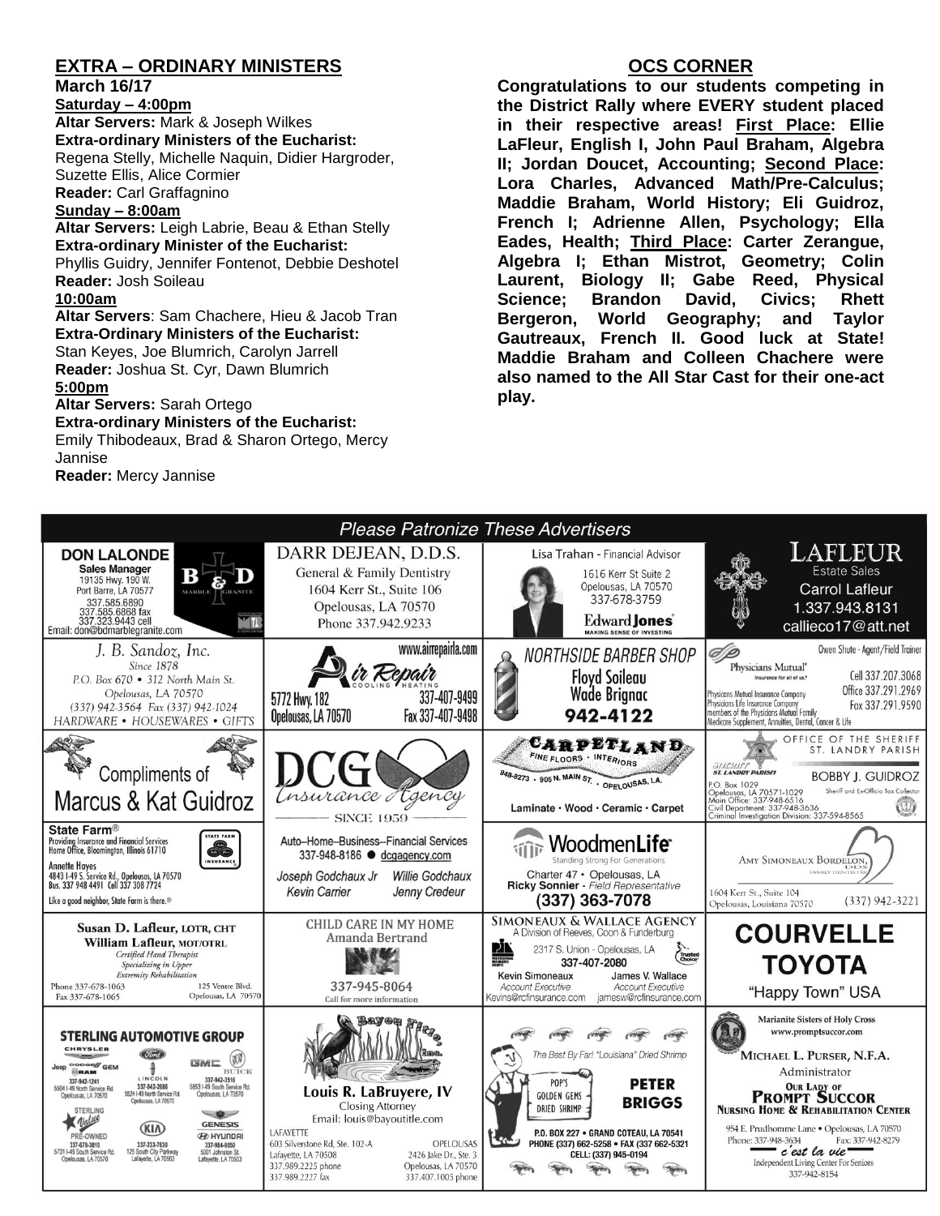## EXTRA – ORDINARY MINISTERS

**March 16/17**

**Saturday – 4:00pm**

**Altar Servers:** Mark & Joseph Wilkes

**Extra-ordinary Ministers of the Eucharist:** Regena Stelly, Michelle Naquin, Didier Hargroder, Suzette Ellis, Alice Cormier

**Reader:** Carl Graffagnino

**Sunday – 8:00am**

**Altar Servers:** Leigh Labrie, Beau & Ethan Stelly

**Extra-ordinary Minister of the Eucharist:** Phyllis Guidry, Jennifer Fontenot, Debbie Deshotel

**Reader:** Josh Soileau

**10:00am**

**Altar Servers**: Sam Chachere, Hieu & Jacob Tran

**Extra-Ordinary Ministers of the Eucharist:** Stan Keyes, Joe Blumrich, Carolyn Jarrell

**Reader:** Joshua St. Cyr, Dawn Blumrich

**5:00pm**

**Altar Servers:** Sarah Ortego

**Extra-ordinary Ministers of the Eucharist:** Emily Thibodeaux, Brad & Sharon Ortego, Mercy Jannise

**Reader:** Mercy Jannise

## OCS CORNER

**Congratulations to our students competing in the District Rally where EVERY student placed in their respective areas! First Place: Ellie LaFleur, English I, John Paul Braham, Algebra II; Jordan Doucet, Accounting; Second Place: Lora Charles, Advanced Math/Pre-Calculus; Maddie Braham, World History; Eli Guidroz, French I; Adrienne Allen, Psychology; Ella Eades, Health; Third Place: Carter Zerangue, Algebra I; Ethan Mistrot, Geometry; Colin Laurent, Biology II; Gabe Reed, Physical Science; Brandon David, Civics; Rhett Bergeron, World Geography; and Taylor Gautreaux, French II. Good luck at State! Maddie Braham and Colleen Chachere were also named to the All Star Cast for their one-act play.**

## Please Patronize These Advertisers

**DON LALONDE** Sales Manager, 19135 Hwy. 190 W. Port Barre, LA 70577, 337.585.6890, 337.585.6868 fax, 337.323.9443 cell, Email: don@bdmarblegranite.com — B & D Marble Granite

**DARR DEJEAN, D.D.S.** General & Family Dentistry, 1604 Kerr St., Suite 106, Opelousas, LA 70570, Phone 337.942.9233

**Lisa Trahan** - Financial Advisor, 1616 Kerr St Suite 2, Opelousas, LA 70570, 337-678-3759 — Edward Jones, Making Sense of Investing

**LAFLEUR** Estate Sales, Carrol Lafleur, 1.337.943.8131, callieco17@att.net

**J. B. Sandoz, Inc.** Since 1878, P.O. Box 670 • 312 North Main St. Opelousas, LA 70570, (337) 942-3564 Fax (337) 942-1024, HARDWARE • HOUSEWARES • GIFTS

**Air Repair** Cooling Heating, www.airrepairla.com, 5772 Hwy. 182, Opelousas, LA 70570, 337-407-9499, Fax 337-407-9498

**NORTHSIDE BARBER SHOP** Floyd Soileau, Wade Brignac, 942-4122

**Physicians Mutual** Insurance for all of us. Owen Shute - Agent/Field Trainer, Cell 337.207.3068, Office 337.291.2969, Fax 337.291.9590. Physicians Mutual Insurance Company, Physicians Life Insurance Company, members of the Physicians Mutual Family. Medicare Supplement, Annuities, Dental, Cancer & Life

**Compliments of Marcus & Kat Guidroz**

**DCG Insurance Agency** Since 1959, Auto–Home–Business–Financial Services, 337-948-8186 ● dcgagency.com, Joseph Godchaux Jr, Willie Godchaux, Kevin Carrier, Jenny Credeur

**CARPETLAND** Fine Floors · Interiors, 948-8273 · 905 N. Main St. · Opelousas, LA. Laminate · Wood · Ceramic · Carpet

**OFFICE OF THE SHERIFF ST. LANDRY PARISH** BOBBY J. GUIDROZ, Sheriff and Ex-Officio Tax Collector, P.O. Box 1029, Opelousas, LA 70571-1029, Main Office: 337-948-6516, Civil Department: 337-948-3636, Criminal Investigation Division: 337-594-8565

**State Farm®** Providing Insurance and Financial Services, Home Office, Bloomington, Illinois 61710. Annette Hayes, 4843 I-49 S. Service Rd., Opelousas, LA 70570, Bus. 337 948 4491 Cell 337 308 7724. Like a good neighbor, State Farm is there.®

**WoodmenLife** Standing Strong For Generations, Charter 47 • Opelousas, LA, Ricky Sonnier - Field Representative, (337) 363-7078

**AMY SIMONEAUX BORDELON, DDS** Family Dentistry, 1604 Kerr St., Suite 104, Opelousas, Louisiana 70570, (337) 942-3221

**Susan D. Lafleur, LOTR, CHT** **William Lafleur, MOT/OTRL** Certified Hand Therapist, Specializing in Upper Extremity Rehabilitation, Phone 337-678-1063, Fax 337-678-1065, 125 Ventre Blvd. Opelousas, LA 70570

**CHILD CARE IN MY HOME** Amanda Bertrand, 337-945-8064, Call for more information

**SIMONEAUX & WALLACE AGENCY** A Division of Reeves, Coon & Funderburg, 2317 S. Union - Opelousas, LA, 337-407-2080. Kevin Simoneaux, Account Executive, Kevins@rcfinsurance.com; James V. Wallace, Account Executive, jamesw@rcfinsurance.com

**COURVELLE TOYOTA** "Happy Town" USA

**STERLING AUTOMOTIVE GROUP** Chrysler, Jeep, Dodge, Ram, GEM: 337-942-1241, 5504 I-49 North Service Rd. Opelousas, LA 70570. Ford, Lincoln: 337-942-2686, 5524 I-49 North Service Rd. Opelousas, LA 70570. GMC, Buick: 337-942-3516, 5853 I-49 South Service Rd. Opelousas, LA 70570. Sterling Value Pre-Owned: 337-678-3810, 5731 I-49 South Service Rd. Opelousas, LA 70570. Kia: 337-233-7630, 125 South City Parkway, Lafayette, LA 70503. Genesis, Hyundai: 337-984-9050, 5001 Johnston St. Lafayette, LA 70503

**Bayou Title, Inc.** Louis R. LaBruyere, IV, Closing Attorney, Email: louis@bayoutitle.com. Lafayette: 603 Silverstone Rd, Ste. 102-A, Lafayette, LA 70508, 337.989.2225 phone, 337.989.2227 fax. Opelousas: 2426 Jake Dr., Ste. 3, Opelousas, LA 70570, 337.407.1005 phone

**PETER BRIGGS** The Best By Far! "Louisiana" Dried Shrimp, Pop's Golden Gems Dried Shrimp, P.O. Box 227 • Grand Coteau, LA 70541, Phone (337) 662-5258 • Fax (337 662-5321, Cell: (337) 945-0194

**Marianite Sisters of Holy Cross** www.promptsuccor.com, MICHAEL L. PURSER, N.F.A., Administrator, OUR LADY OF PROMPT SUCCOR Nursing Home & Rehabilitation Center, 954 E. Prudhomme Lane • Opelousas, LA 70570, Phone: 337-948-3634, Fax: 337-942-8279. c'est la vie Independent Living Center For Seniors, 337-942-8154